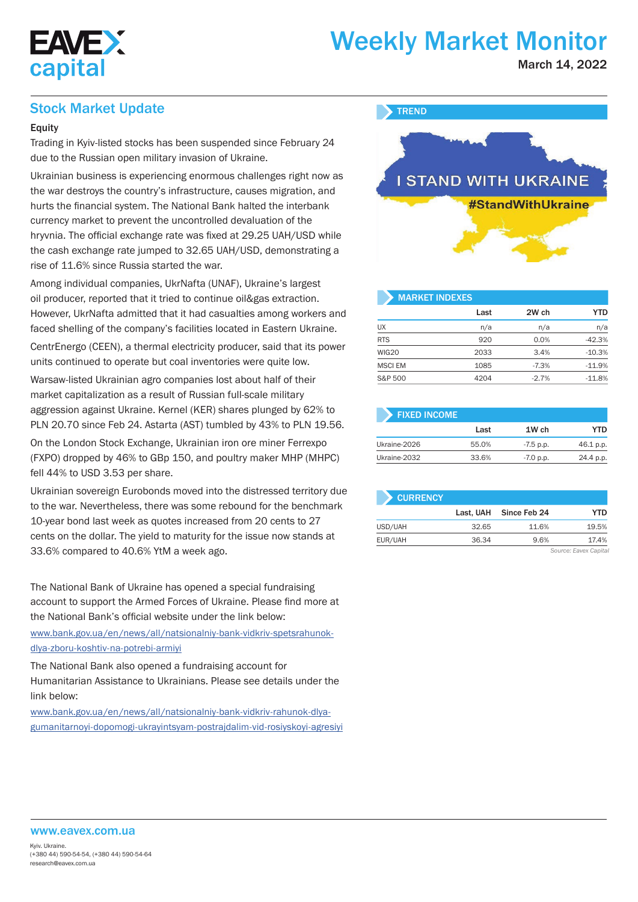# Weekly Market Monitor

March 14, 2022

## Stock Market Update

### Equity

Trading in Kyiv-listed stocks has been suspended since February 24 due to the Russian open military invasion of Ukraine.

Ukrainian business is experiencing enormous challenges right now as the war destroys the country's infrastructure, causes migration, and hurts the financial system. The National Bank halted the interbank currency market to prevent the uncontrolled devaluation of the hryvnia. The official exchange rate was fixed at 29.25 UAH/USD while the cash exchange rate jumped to 32.65 UAH/USD, demonstrating a rise of 11.6% since Russia started the war.

Among individual companies, UkrNafta (UNAF), Ukraine's largest oil producer, reported that it tried to continue oil&gas extraction. However, UkrNafta admitted that it had casualties among workers and faced shelling of the company's facilities located in Eastern Ukraine.

CentrEnergo (CEEN), a thermal electricity producer, said that its power units continued to operate but coal inventories were quite low.

Warsaw-listed Ukrainian agro companies lost about half of their market capitalization as a result of Russian full-scale military aggression against Ukraine. Kernel (KER) shares plunged by 62% to PLN 20.70 since Feb 24. Astarta (AST) tumbled by 43% to PLN 19.56.

On the London Stock Exchange, Ukrainian iron ore miner Ferrexpo (FXPO) dropped by 46% to GBp 150, and poultry maker MHP (MHPC) fell 44% to USD 3.53 per share.

Ukrainian sovereign Eurobonds moved into the distressed territory due to the war. Nevertheless, there was some rebound for the benchmark 10-year bond last week as quotes increased from 20 cents to 27 cents on the dollar. The yield to maturity for the issue now stands at 33.6% compared to 40.6% YtM a week ago.

The National Bank of Ukraine has opened a special fundraising account to support the Armed Forces of Ukraine. Please find more at the National Bank's official website under the link below:

www.bank.gov.ua/en/news/all/natsionalniy-bank-vidkriv-spetsrahunok-dlya-zboru-koshtiv-na-potrebi-armiyi

The National Bank also opened a fundraising account for Humanitarian Assistance to Ukrainians. Please see details under the link below:

www.bank.gov.ua/en/news/all/natsionalniy-bank-vidkriv-rahunok-dlya-gumanitarnoyi-dopomogi-ukrayintsyam-postrajdalim-vid-rosiyskoyi-agresiyi

### TREND

I STAND WITH UKRAINE

#StandWithUkraine

### MARKET INDEXES

| | Last | 2W ch | YTD |
|---|---|---|---|
| UX | n/a | n/a | n/a |
| RTS | 920 | 0.0% | -42.3% |
| WIG20 | 2033 | 3.4% | -10.3% |
| MSCI EM | 1085 | -7.3% | -11.9% |
| S&P 500 | 4204 | -2.7% | -11.8% |

### FIXED INCOME

| | Last | 1W ch | YTD |
|---|---|---|---|
| Ukraine-2026 | 55.0% | -7.5 p.p. | 46.1 p.p. |
| Ukraine-2032 | 33.6% | -7.0 p.p. | 24.4 p.p. |

### CURRENCY

| | Last, UAH | Since Feb 24 | YTD |
|---|---|---|---|
| USD/UAH | 32.65 | 11.6% | 19.5% |
| EUR/UAH | 36.34 | 9.6% | 17.4% |

*Source: Eavex Capital*

www.eavex.com.ua

Kyiv. Ukraine.
(+380 44) 590-54-54, (+380 44) 590-54-64
research@eavex.com.ua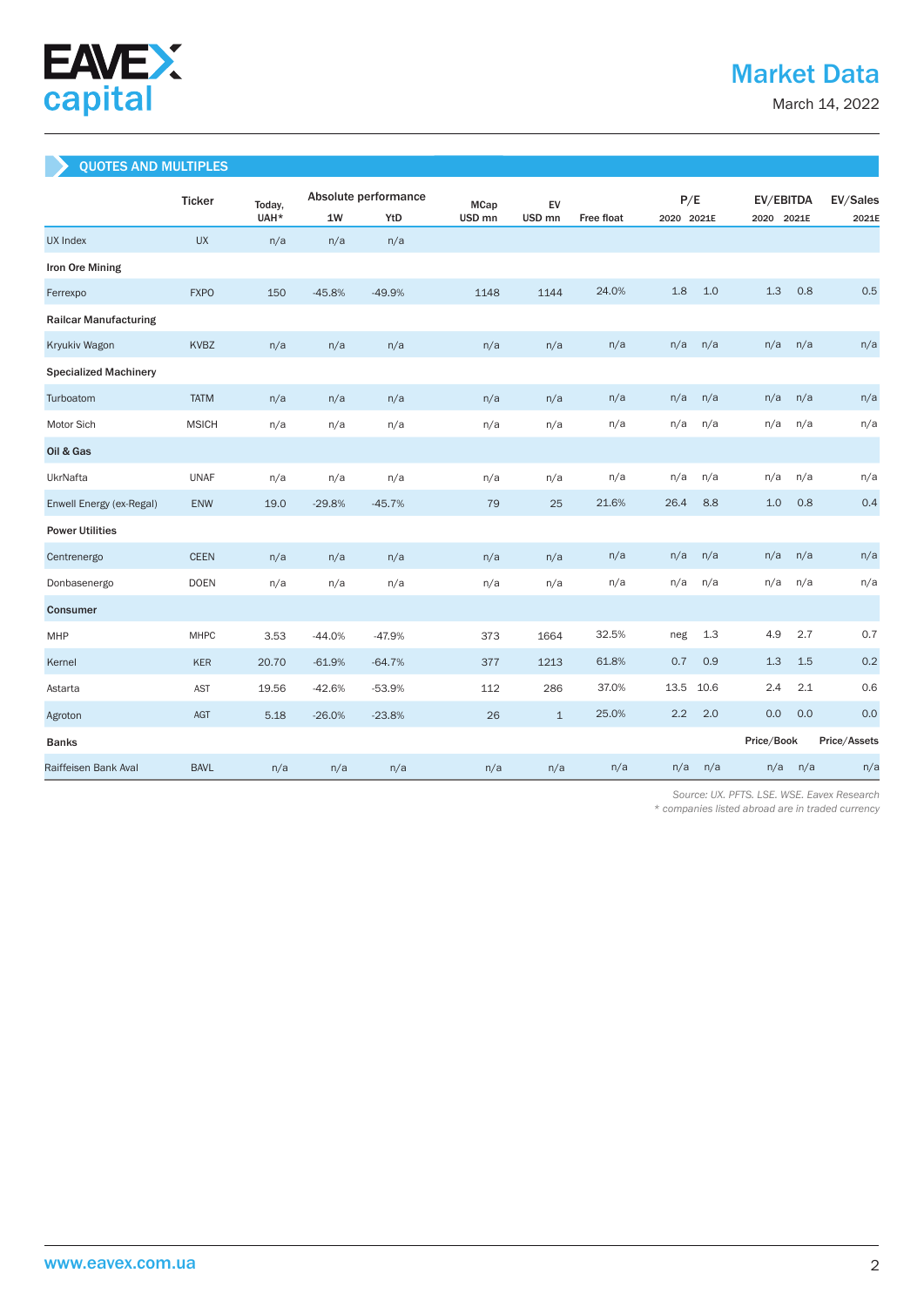## QUOTES AND MULTIPLES

| | Ticker | Today, UAH* | Absolute performance | | MCap USD mn | EV USD mn | Free float | P/E | | EV/EBITDA | | EV/Sales |
|---|---|---|---|---|---|---|---|---|---|---|---|---|
| | | | 1W | YtD | | | | 2020 | 2021E | 2020 | 2021E | 2021E |
| UX Index | UX | n/a | n/a | n/a | | | | | | | | |
| **Iron Ore Mining** | | | | | | | | | | | | |
| Ferrexpo | FXPO | 150 | -45.8% | -49.9% | 1148 | 1144 | 24.0% | 1.8 | 1.0 | 1.3 | 0.8 | 0.5 |
| **Railcar Manufacturing** | | | | | | | | | | | | |
| Kryukiv Wagon | KVBZ | n/a | n/a | n/a | n/a | n/a | n/a | n/a | n/a | n/a | n/a | n/a |
| **Specialized Machinery** | | | | | | | | | | | | |
| Turboatom | TATM | n/a | n/a | n/a | n/a | n/a | n/a | n/a | n/a | n/a | n/a | n/a |
| Motor Sich | MSICH | n/a | n/a | n/a | n/a | n/a | n/a | n/a | n/a | n/a | n/a | n/a |
| **Oil & Gas** | | | | | | | | | | | | |
| UkrNafta | UNAF | n/a | n/a | n/a | n/a | n/a | n/a | n/a | n/a | n/a | n/a | n/a |
| Enwell Energy (ex-Regal) | ENW | 19.0 | -29.8% | -45.7% | 79 | 25 | 21.6% | 26.4 | 8.8 | 1.0 | 0.8 | 0.4 |
| **Power Utilities** | | | | | | | | | | | | |
| Centrenergo | CEEN | n/a | n/a | n/a | n/a | n/a | n/a | n/a | n/a | n/a | n/a | n/a |
| Donbasenergo | DOEN | n/a | n/a | n/a | n/a | n/a | n/a | n/a | n/a | n/a | n/a | n/a |
| **Consumer** | | | | | | | | | | | | |
| MHP | MHPC | 3.53 | -44.0% | -47.9% | 373 | 1664 | 32.5% | neg | 1.3 | 4.9 | 2.7 | 0.7 |
| Kernel | KER | 20.70 | -61.9% | -64.7% | 377 | 1213 | 61.8% | 0.7 | 0.9 | 1.3 | 1.5 | 0.2 |
| Astarta | AST | 19.56 | -42.6% | -53.9% | 112 | 286 | 37.0% | 13.5 | 10.6 | 2.4 | 2.1 | 0.6 |
| Agroton | AGT | 5.18 | -26.0% | -23.8% | 26 | 1 | 25.0% | 2.2 | 2.0 | 0.0 | 0.0 | 0.0 |
| **Banks** | | | | | | | | | | Price/Book | | Price/Assets |
| Raiffeisen Bank Aval | BAVL | n/a | n/a | n/a | n/a | n/a | n/a | n/a | n/a | n/a | n/a | n/a |

*Source: UX. PFTS. LSE. WSE. Eavex Research*

*\* companies listed abroad are in traded currency*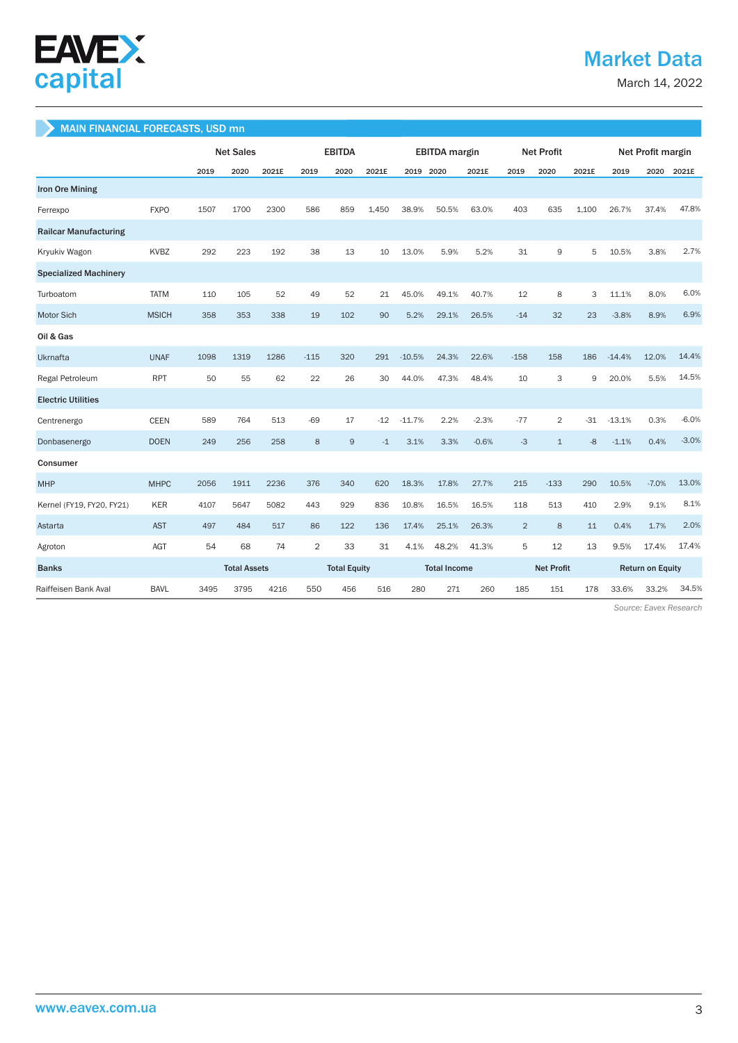## MAIN FINANCIAL FORECASTS, USD mn

| | | Net Sales | | | EBITDA | | | EBITDA margin | | | Net Profit | | | Net Profit margin | | |
|---|---|---|---|---|---|---|---|---|---|---|---|---|---|---|---|---|
| | | 2019 | 2020 | 2021E | 2019 | 2020 | 2021E | 2019 | 2020 | 2021E | 2019 | 2020 | 2021E | 2019 | 2020 | 2021E |
| **Iron Ore Mining** | | | | | | | | | | | | | | | | |
| Ferrexpo | FXPO | 1507 | 1700 | 2300 | 586 | 859 | 1,450 | 38.9% | 50.5% | 63.0% | 403 | 635 | 1,100 | 26.7% | 37.4% | 47.8% |
| **Railcar Manufacturing** | | | | | | | | | | | | | | | | |
| Kryukiv Wagon | KVBZ | 292 | 223 | 192 | 38 | 13 | 10 | 13.0% | 5.9% | 5.2% | 31 | 9 | 5 | 10.5% | 3.8% | 2.7% |
| **Specialized Machinery** | | | | | | | | | | | | | | | | |
| Turboatom | TATM | 110 | 105 | 52 | 49 | 52 | 21 | 45.0% | 49.1% | 40.7% | 12 | 8 | 3 | 11.1% | 8.0% | 6.0% |
| Motor Sich | MSICH | 358 | 353 | 338 | 19 | 102 | 90 | 5.2% | 29.1% | 26.5% | -14 | 32 | 23 | -3.8% | 8.9% | 6.9% |
| **Oil & Gas** | | | | | | | | | | | | | | | | |
| Ukrnafta | UNAF | 1098 | 1319 | 1286 | -115 | 320 | 291 | -10.5% | 24.3% | 22.6% | -158 | 158 | 186 | -14.4% | 12.0% | 14.4% |
| Regal Petroleum | RPT | 50 | 55 | 62 | 22 | 26 | 30 | 44.0% | 47.3% | 48.4% | 10 | 3 | 9 | 20.0% | 5.5% | 14.5% |
| **Electric Utilities** | | | | | | | | | | | | | | | | |
| Centrenergo | CEEN | 589 | 764 | 513 | -69 | 17 | -12 | -11.7% | 2.2% | -2.3% | -77 | 2 | -31 | -13.1% | 0.3% | -6.0% |
| Donbasenergo | DOEN | 249 | 256 | 258 | 8 | 9 | -1 | 3.1% | 3.3% | -0.6% | -3 | 1 | -8 | -1.1% | 0.4% | -3.0% |
| **Consumer** | | | | | | | | | | | | | | | | |
| MHP | MHPC | 2056 | 1911 | 2236 | 376 | 340 | 620 | 18.3% | 17.8% | 27.7% | 215 | -133 | 290 | 10.5% | -7.0% | 13.0% |
| Kernel (FY19, FY20, FY21) | KER | 4107 | 5647 | 5082 | 443 | 929 | 836 | 10.8% | 16.5% | 16.5% | 118 | 513 | 410 | 2.9% | 9.1% | 8.1% |
| Astarta | AST | 497 | 484 | 517 | 86 | 122 | 136 | 17.4% | 25.1% | 26.3% | 2 | 8 | 11 | 0.4% | 1.7% | 2.0% |
| Agroton | AGT | 54 | 68 | 74 | 2 | 33 | 31 | 4.1% | 48.2% | 41.3% | 5 | 12 | 13 | 9.5% | 17.4% | 17.4% |
| **Banks** | | Total Assets | | | Total Equity | | | Total Income | | | Net Profit | | | Return on Equity | | |
| Raiffeisen Bank Aval | BAVL | 3495 | 3795 | 4216 | 550 | 456 | 516 | 280 | 271 | 260 | 185 | 151 | 178 | 33.6% | 33.2% | 34.5% |

*Source: Eavex Research*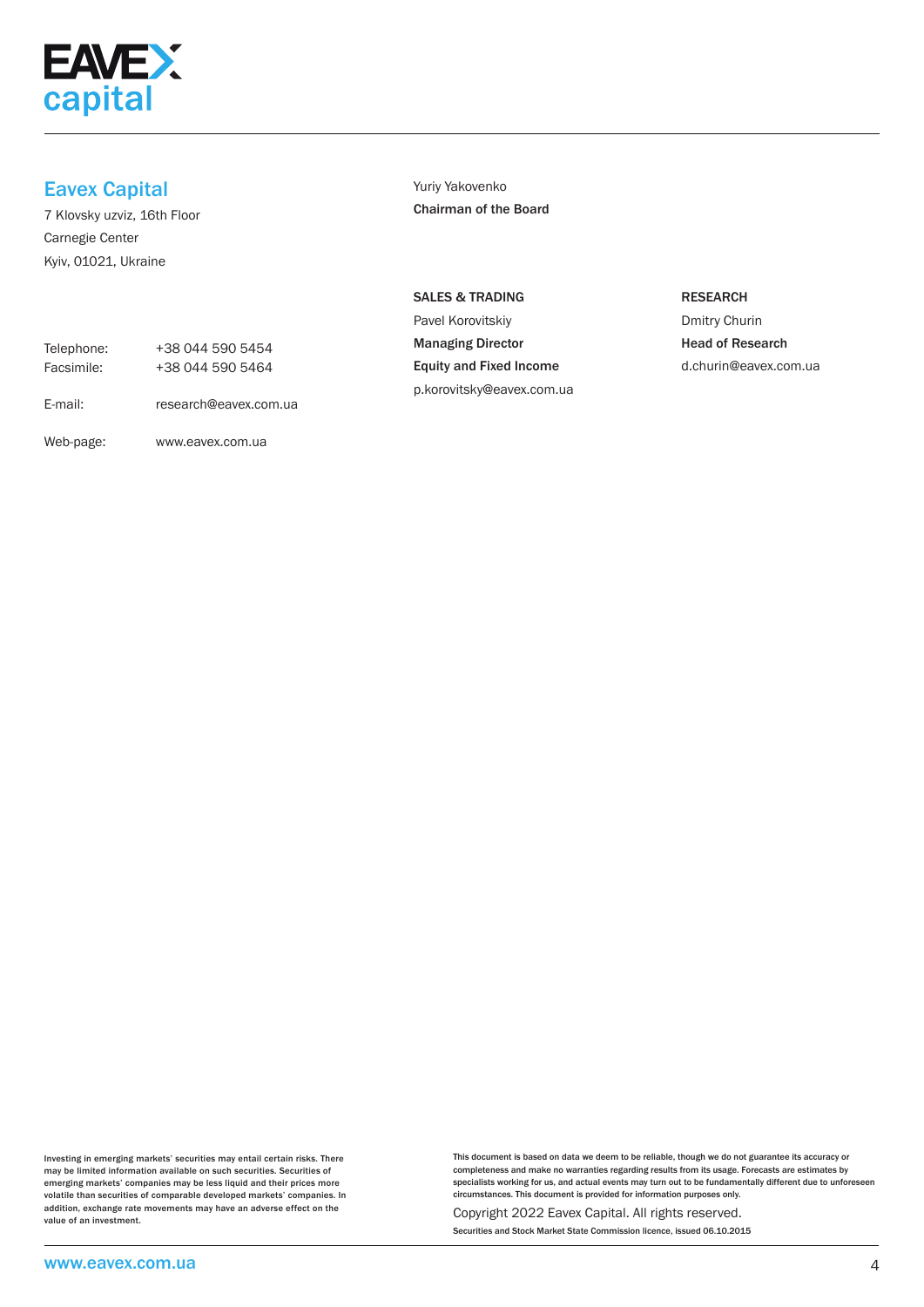## Eavex Capital

7 Klovsky uzviz, 16th Floor
Carnegie Center
Kyiv, 01021, Ukraine

| | |
|---|---|
| Telephone: | +38 044 590 5454 |
| Facsimile: | +38 044 590 5464 |
| E-mail: | research@eavex.com.ua |
| Web-page: | www.eavex.com.ua |

Yuriy Yakovenko
**Chairman of the Board**

**SALES & TRADING**

Pavel Korovitskiy
**Managing Director**
**Equity and Fixed Income**
p.korovitsky@eavex.com.ua

**RESEARCH**

Dmitry Churin
**Head of Research**
d.churin@eavex.com.ua

Investing in emerging markets' securities may entail certain risks. There may be limited information available on such securities. Securities of emerging markets' companies may be less liquid and their prices more volatile than securities of comparable developed markets' companies. In addition, exchange rate movements may have an adverse effect on the value of an investment.

This document is based on data we deem to be reliable, though we do not guarantee its accuracy or completeness and make no warranties regarding results from its usage. Forecasts are estimates by specialists working for us, and actual events may turn out to be fundamentally different due to unforeseen circumstances. This document is provided for information purposes only.

Copyright 2022 Eavex Capital. All rights reserved.

Securities and Stock Market State Commission licence, issued 06.10.2015